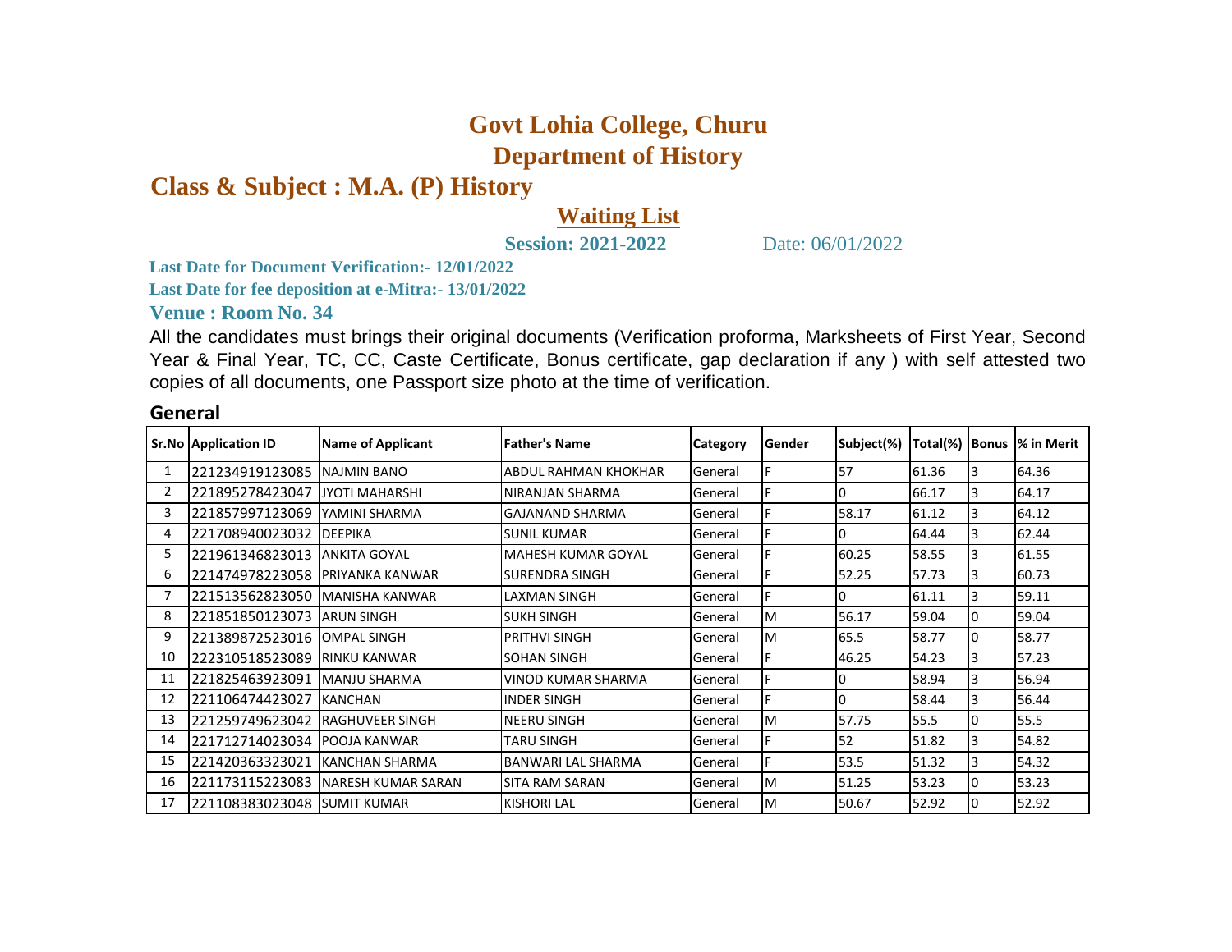# Govt Lohia College, Churu

## Department of History

## Class & Subject : M.A. (P) History

**Waiting List**

**Session: 2021-2022** Date: 06/01/2022

**Last Date for Document Verification:- 12/01/2022**

**Last Date for fee deposition at e-Mitra:- 13/01/2022**

**Venue : Room No. 34**

All the candidates must brings their original documents (Verification proforma, Marksheets of First Year, Second Year & Final Year, TC, CC, Caste Certificate, Bonus certificate, gap declaration if any ) with self attested two copies of all documents, one Passport size photo at the time of verification.

### General

| Sr.No | Application ID | Name of Applicant | Father's Name | Category | Gender | Subject(%) | Total(%) | Bonus | % in Merit |
|---|---|---|---|---|---|---|---|---|---|
| 1 | 221234919123085 | NAJMIN BANO | ABDUL RAHMAN KHOKHAR | General | F | 57 | 61.36 | 3 | 64.36 |
| 2 | 221895278423047 | JYOTI MAHARSHI | NIRANJAN SHARMA | General | F | 0 | 66.17 | 3 | 64.17 |
| 3 | 221857997123069 | YAMINI SHARMA | GAJANAND SHARMA | General | F | 58.17 | 61.12 | 3 | 64.12 |
| 4 | 221708940023032 | DEEPIKA | SUNIL KUMAR | General | F | 0 | 64.44 | 3 | 62.44 |
| 5 | 221961346823013 | ANKITA GOYAL | MAHESH KUMAR GOYAL | General | F | 60.25 | 58.55 | 3 | 61.55 |
| 6 | 221474978223058 | PRIYANKA KANWAR | SURENDRA SINGH | General | F | 52.25 | 57.73 | 3 | 60.73 |
| 7 | 221513562823050 | MANISHA KANWAR | LAXMAN SINGH | General | F | 0 | 61.11 | 3 | 59.11 |
| 8 | 221851850123073 | ARUN SINGH | SUKH SINGH | General | M | 56.17 | 59.04 | 0 | 59.04 |
| 9 | 221389872523016 | OMPAL SINGH | PRITHVI SINGH | General | M | 65.5 | 58.77 | 0 | 58.77 |
| 10 | 222310518523089 | RINKU KANWAR | SOHAN SINGH | General | F | 46.25 | 54.23 | 3 | 57.23 |
| 11 | 221825463923091 | MANJU SHARMA | VINOD KUMAR SHARMA | General | F | 0 | 58.94 | 3 | 56.94 |
| 12 | 221106474423027 | KANCHAN | INDER SINGH | General | F | 0 | 58.44 | 3 | 56.44 |
| 13 | 221259749623042 | RAGHUVEER SINGH | NEERU SINGH | General | M | 57.75 | 55.5 | 0 | 55.5 |
| 14 | 221712714023034 | POOJA KANWAR | TARU SINGH | General | F | 52 | 51.82 | 3 | 54.82 |
| 15 | 221420363323021 | KANCHAN SHARMA | BANWARI LAL SHARMA | General | F | 53.5 | 51.32 | 3 | 54.32 |
| 16 | 221173115223083 | NARESH KUMAR SARAN | SITA RAM SARAN | General | M | 51.25 | 53.23 | 0 | 53.23 |
| 17 | 221108383023048 | SUMIT KUMAR | KISHORI LAL | General | M | 50.67 | 52.92 | 0 | 52.92 |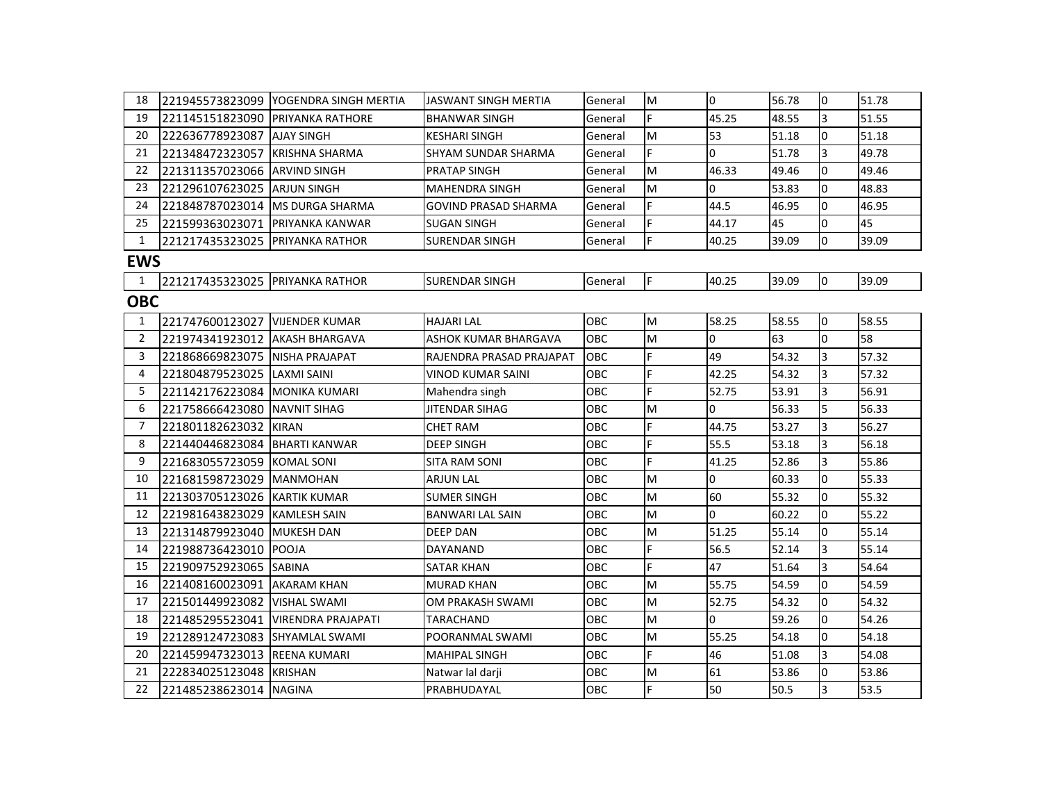| 18 | 221945573823099 | YOGENDRA SINGH MERTIA | JASWANT SINGH MERTIA | General | M | 0 | 56.78 | 0 | 51.78 |
|---|---|---|---|---|---|---|---|---|---|
| 19 | 221145151823090 | PRIYANKA RATHORE | BHANWAR SINGH | General | F | 45.25 | 48.55 | 3 | 51.55 |
| 20 | 222636778923087 | AJAY SINGH | KESHARI SINGH | General | M | 53 | 51.18 | 0 | 51.18 |
| 21 | 221348472323057 | KRISHNA SHARMA | SHYAM SUNDAR SHARMA | General | F | 0 | 51.78 | 3 | 49.78 |
| 22 | 221311357023066 | ARVIND SINGH | PRATAP SINGH | General | M | 46.33 | 49.46 | 0 | 49.46 |
| 23 | 221296107623025 | ARJUN SINGH | MAHENDRA SINGH | General | M | 0 | 53.83 | 0 | 48.83 |
| 24 | 221848787023014 | MS DURGA SHARMA | GOVIND PRASAD SHARMA | General | F | 44.5 | 46.95 | 0 | 46.95 |
| 25 | 221599363023071 | PRIYANKA KANWAR | SUGAN SINGH | General | F | 44.17 | 45 | 0 | 45 |
| 1 | 221217435323025 | PRIYANKA RATHOR | SURENDAR SINGH | General | F | 40.25 | 39.09 | 0 | 39.09 |

## EWS

| 1 | 221217435323025 | PRIYANKA RATHOR | SURENDAR SINGH | General | F | 40.25 | 39.09 | 0 | 39.09 |
|---|---|---|---|---|---|---|---|---|---|

## OBC

| 1 | 221747600123027 | VIJENDER KUMAR | HAJARI LAL | OBC | M | 58.25 | 58.55 | 0 | 58.55 |
|---|---|---|---|---|---|---|---|---|---|
| 2 | 221974341923012 | AKASH BHARGAVA | ASHOK KUMAR BHARGAVA | OBC | M | 0 | 63 | 0 | 58 |
| 3 | 221868669823075 | NISHA PRAJAPAT | RAJENDRA PRASAD PRAJAPAT | OBC | F | 49 | 54.32 | 3 | 57.32 |
| 4 | 221804879523025 | LAXMI SAINI | VINOD KUMAR SAINI | OBC | F | 42.25 | 54.32 | 3 | 57.32 |
| 5 | 221142176223084 | MONIKA KUMARI | Mahendra singh | OBC | F | 52.75 | 53.91 | 3 | 56.91 |
| 6 | 221758666423080 | NAVNIT SIHAG | JITENDAR SIHAG | OBC | M | 0 | 56.33 | 5 | 56.33 |
| 7 | 221801182623032 | KIRAN | CHET RAM | OBC | F | 44.75 | 53.27 | 3 | 56.27 |
| 8 | 221440446823084 | BHARTI KANWAR | DEEP SINGH | OBC | F | 55.5 | 53.18 | 3 | 56.18 |
| 9 | 221683055723059 | KOMAL SONI | SITA RAM SONI | OBC | F | 41.25 | 52.86 | 3 | 55.86 |
| 10 | 221681598723029 | MANMOHAN | ARJUN LAL | OBC | M | 0 | 60.33 | 0 | 55.33 |
| 11 | 221303705123026 | KARTIK KUMAR | SUMER SINGH | OBC | M | 60 | 55.32 | 0 | 55.32 |
| 12 | 221981643823029 | KAMLESH SAIN | BANWARI LAL SAIN | OBC | M | 0 | 60.22 | 0 | 55.22 |
| 13 | 221314879923040 | MUKESH DAN | DEEP DAN | OBC | M | 51.25 | 55.14 | 0 | 55.14 |
| 14 | 221988736423010 | POOJA | DAYANAND | OBC | F | 56.5 | 52.14 | 3 | 55.14 |
| 15 | 221909752923065 | SABINA | SATAR KHAN | OBC | F | 47 | 51.64 | 3 | 54.64 |
| 16 | 221408160023091 | AKARAM KHAN | MURAD KHAN | OBC | M | 55.75 | 54.59 | 0 | 54.59 |
| 17 | 221501449923082 | VISHAL SWAMI | OM PRAKASH SWAMI | OBC | M | 52.75 | 54.32 | 0 | 54.32 |
| 18 | 221485295523041 | VIRENDRA PRAJAPATI | TARACHAND | OBC | M | 0 | 59.26 | 0 | 54.26 |
| 19 | 221289124723083 | SHYAMLAL SWAMI | POORANMAL SWAMI | OBC | M | 55.25 | 54.18 | 0 | 54.18 |
| 20 | 221459947323013 | REENA KUMARI | MAHIPAL SINGH | OBC | F | 46 | 51.08 | 3 | 54.08 |
| 21 | 222834025123048 | KRISHAN | Natwar lal darji | OBC | M | 61 | 53.86 | 0 | 53.86 |
| 22 | 221485238623014 | NAGINA | PRABHUDAYAL | OBC | F | 50 | 50.5 | 3 | 53.5 |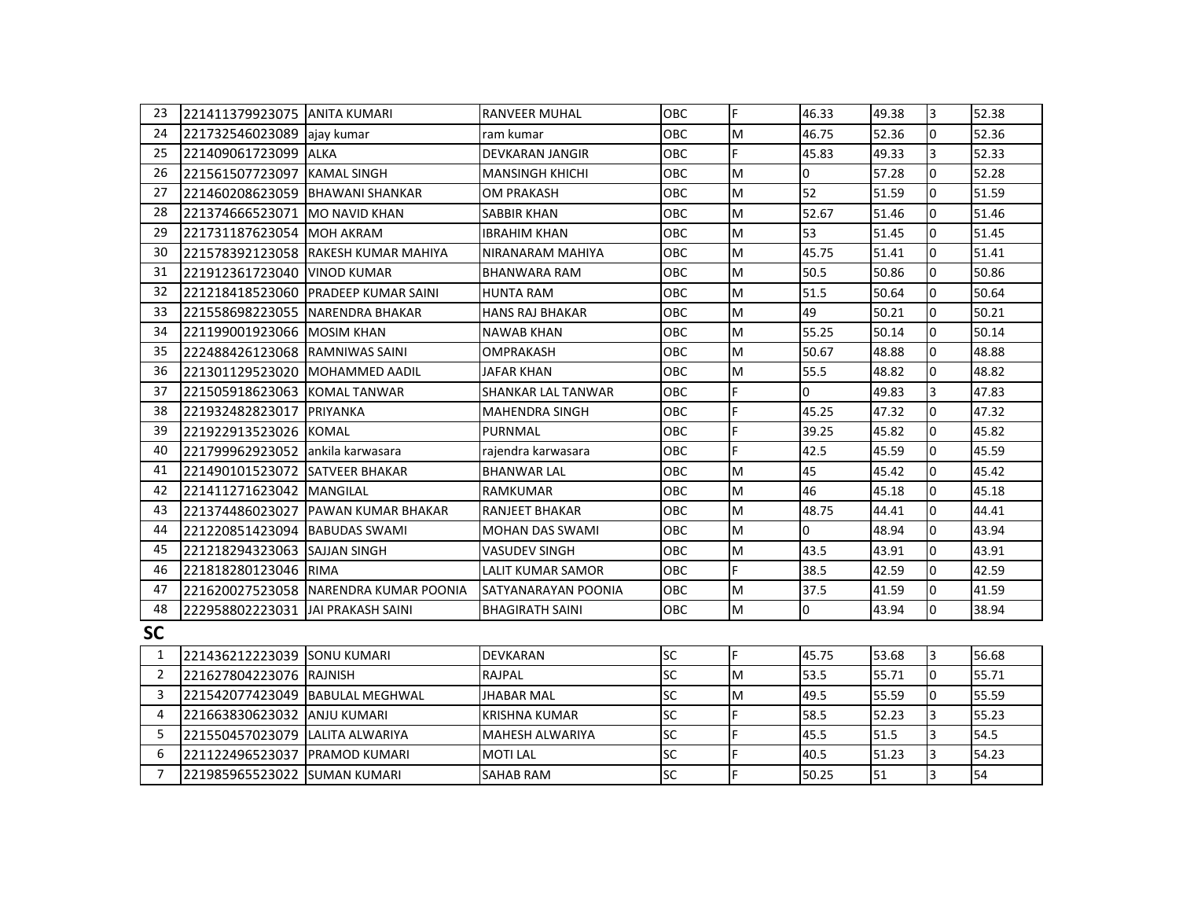| 23 | 221411379923075 | ANITA KUMARI | RANVEER MUHAL | OBC | F | 46.33 | 49.38 | 3 | 52.38 |
|---|---|---|---|---|---|---|---|---|---|
| 24 | 221732546023089 | ajay kumar | ram kumar | OBC | M | 46.75 | 52.36 | 0 | 52.36 |
| 25 | 221409061723099 | ALKA | DEVKARAN JANGIR | OBC | F | 45.83 | 49.33 | 3 | 52.33 |
| 26 | 221561507723097 | KAMAL SINGH | MANSINGH KHICHI | OBC | M | 0 | 57.28 | 0 | 52.28 |
| 27 | 221460208623059 | BHAWANI SHANKAR | OM PRAKASH | OBC | M | 52 | 51.59 | 0 | 51.59 |
| 28 | 221374666523071 | MO NAVID KHAN | SABBIR KHAN | OBC | M | 52.67 | 51.46 | 0 | 51.46 |
| 29 | 221731187623054 | MOH AKRAM | IBRAHIM KHAN | OBC | M | 53 | 51.45 | 0 | 51.45 |
| 30 | 221578392123058 | RAKESH KUMAR MAHIYA | NIRANARAM MAHIYA | OBC | M | 45.75 | 51.41 | 0 | 51.41 |
| 31 | 221912361723040 | VINOD KUMAR | BHANWARA RAM | OBC | M | 50.5 | 50.86 | 0 | 50.86 |
| 32 | 221218418523060 | PRADEEP KUMAR SAINI | HUNTA RAM | OBC | M | 51.5 | 50.64 | 0 | 50.64 |
| 33 | 221558698223055 | NARENDRA BHAKAR | HANS RAJ BHAKAR | OBC | M | 49 | 50.21 | 0 | 50.21 |
| 34 | 221199001923066 | MOSIM KHAN | NAWAB KHAN | OBC | M | 55.25 | 50.14 | 0 | 50.14 |
| 35 | 222488426123068 | RAMNIWAS SAINI | OMPRAKASH | OBC | M | 50.67 | 48.88 | 0 | 48.88 |
| 36 | 221301129523020 | MOHAMMED AADIL | JAFAR KHAN | OBC | M | 55.5 | 48.82 | 0 | 48.82 |
| 37 | 221505918623063 | KOMAL TANWAR | SHANKAR LAL TANWAR | OBC | F | 0 | 49.83 | 3 | 47.83 |
| 38 | 221932482823017 | PRIYANKA | MAHENDRA SINGH | OBC | F | 45.25 | 47.32 | 0 | 47.32 |
| 39 | 221922913523026 | KOMAL | PURNMAL | OBC | F | 39.25 | 45.82 | 0 | 45.82 |
| 40 | 221799962923052 | ankila karwasara | rajendra karwasara | OBC | F | 42.5 | 45.59 | 0 | 45.59 |
| 41 | 221490101523072 | SATVEER BHAKAR | BHANWAR LAL | OBC | M | 45 | 45.42 | 0 | 45.42 |
| 42 | 221411271623042 | MANGILAL | RAMKUMAR | OBC | M | 46 | 45.18 | 0 | 45.18 |
| 43 | 221374486023027 | PAWAN KUMAR BHAKAR | RANJEET BHAKAR | OBC | M | 48.75 | 44.41 | 0 | 44.41 |
| 44 | 221220851423094 | BABUDAS SWAMI | MOHAN DAS SWAMI | OBC | M | 0 | 48.94 | 0 | 43.94 |
| 45 | 221218294323063 | SAJJAN SINGH | VASUDEV SINGH | OBC | M | 43.5 | 43.91 | 0 | 43.91 |
| 46 | 221818280123046 | RIMA | LALIT KUMAR SAMOR | OBC | F | 38.5 | 42.59 | 0 | 42.59 |
| 47 | 221620027523058 | NARENDRA KUMAR POONIA | SATYANARAYAN POONIA | OBC | M | 37.5 | 41.59 | 0 | 41.59 |
| 48 | 222958802223031 | JAI PRAKASH SAINI | BHAGIRATH SAINI | OBC | M | 0 | 43.94 | 0 | 38.94 |

## SC

| 1 | 221436212223039 | SONU KUMARI | DEVKARAN | SC | F | 45.75 | 53.68 | 3 | 56.68 |
|---|---|---|---|---|---|---|---|---|---|
| 2 | 221627804223076 | RAJNISH | RAJPAL | SC | M | 53.5 | 55.71 | 0 | 55.71 |
| 3 | 221542077423049 | BABULAL MEGHWAL | JHABAR MAL | SC | M | 49.5 | 55.59 | 0 | 55.59 |
| 4 | 221663830623032 | ANJU KUMARI | KRISHNA KUMAR | SC | F | 58.5 | 52.23 | 3 | 55.23 |
| 5 | 221550457023079 | LALITA ALWARIYA | MAHESH ALWARIYA | SC | F | 45.5 | 51.5 | 3 | 54.5 |
| 6 | 221122496523037 | PRAMOD KUMARI | MOTI LAL | SC | F | 40.5 | 51.23 | 3 | 54.23 |
| 7 | 221985965523022 | SUMAN KUMARI | SAHAB RAM | SC | F | 50.25 | 51 | 3 | 54 |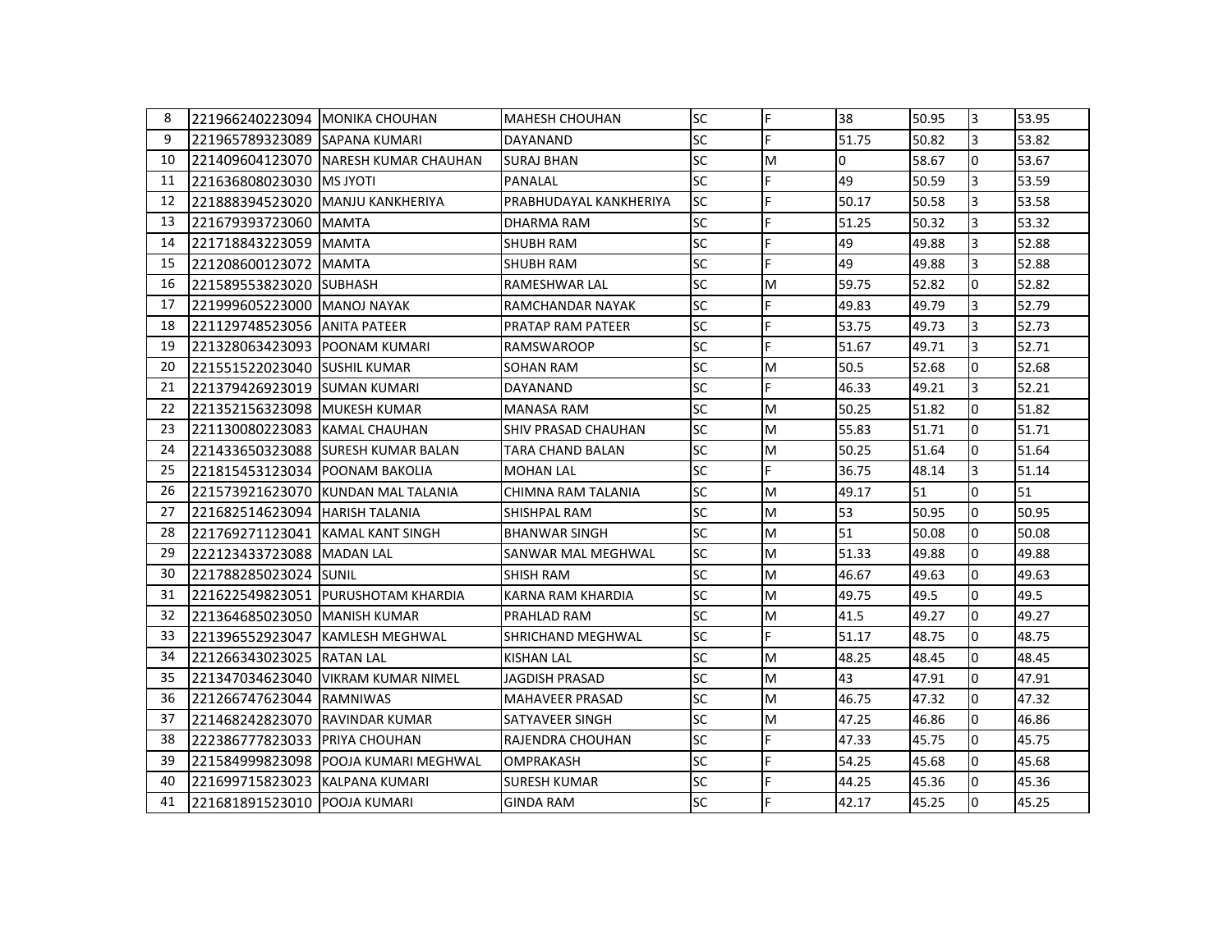| | | | | | | | | | |
|---|---|---|---|---|---|---|---|---|---|
| 8 | 221966240223094 | MONIKA CHOUHAN | MAHESH CHOUHAN | SC | F | 38 | 50.95 | 3 | 53.95 |
| 9 | 221965789323089 | SAPANA KUMARI | DAYANAND | SC | F | 51.75 | 50.82 | 3 | 53.82 |
| 10 | 221409604123070 | NARESH KUMAR CHAUHAN | SURAJ BHAN | SC | M | 0 | 58.67 | 0 | 53.67 |
| 11 | 221636808023030 | MS JYOTI | PANALAL | SC | F | 49 | 50.59 | 3 | 53.59 |
| 12 | 221888394523020 | MANJU KANKHERIYA | PRABHUDAYAL KANKHERIYA | SC | F | 50.17 | 50.58 | 3 | 53.58 |
| 13 | 221679393723060 | MAMTA | DHARMA RAM | SC | F | 51.25 | 50.32 | 3 | 53.32 |
| 14 | 221718843223059 | MAMTA | SHUBH RAM | SC | F | 49 | 49.88 | 3 | 52.88 |
| 15 | 221208600123072 | MAMTA | SHUBH RAM | SC | F | 49 | 49.88 | 3 | 52.88 |
| 16 | 221589553823020 | SUBHASH | RAMESHWAR LAL | SC | M | 59.75 | 52.82 | 0 | 52.82 |
| 17 | 221999605223000 | MANOJ NAYAK | RAMCHANDAR NAYAK | SC | F | 49.83 | 49.79 | 3 | 52.79 |
| 18 | 221129748523056 | ANITA PATEER | PRATAP RAM PATEER | SC | F | 53.75 | 49.73 | 3 | 52.73 |
| 19 | 221328063423093 | POONAM KUMARI | RAMSWAROOP | SC | F | 51.67 | 49.71 | 3 | 52.71 |
| 20 | 221551522023040 | SUSHIL KUMAR | SOHAN RAM | SC | M | 50.5 | 52.68 | 0 | 52.68 |
| 21 | 221379426923019 | SUMAN KUMARI | DAYANAND | SC | F | 46.33 | 49.21 | 3 | 52.21 |
| 22 | 221352156323098 | MUKESH KUMAR | MANASA RAM | SC | M | 50.25 | 51.82 | 0 | 51.82 |
| 23 | 221130080223083 | KAMAL CHAUHAN | SHIV PRASAD CHAUHAN | SC | M | 55.83 | 51.71 | 0 | 51.71 |
| 24 | 221433650323088 | SURESH KUMAR BALAN | TARA CHAND BALAN | SC | M | 50.25 | 51.64 | 0 | 51.64 |
| 25 | 221815453123034 | POONAM BAKOLIA | MOHAN LAL | SC | F | 36.75 | 48.14 | 3 | 51.14 |
| 26 | 221573921623070 | KUNDAN MAL TALANIA | CHIMNA RAM TALANIA | SC | M | 49.17 | 51 | 0 | 51 |
| 27 | 221682514623094 | HARISH TALANIA | SHISHPAL RAM | SC | M | 53 | 50.95 | 0 | 50.95 |
| 28 | 221769271123041 | KAMAL KANT SINGH | BHANWAR SINGH | SC | M | 51 | 50.08 | 0 | 50.08 |
| 29 | 222123433723088 | MADAN LAL | SANWAR MAL MEGHWAL | SC | M | 51.33 | 49.88 | 0 | 49.88 |
| 30 | 221788285023024 | SUNIL | SHISH RAM | SC | M | 46.67 | 49.63 | 0 | 49.63 |
| 31 | 221622549823051 | PURUSHOTAM KHARDIA | KARNA RAM KHARDIA | SC | M | 49.75 | 49.5 | 0 | 49.5 |
| 32 | 221364685023050 | MANISH KUMAR | PRAHLAD RAM | SC | M | 41.5 | 49.27 | 0 | 49.27 |
| 33 | 221396552923047 | KAMLESH MEGHWAL | SHRICHAND MEGHWAL | SC | F | 51.17 | 48.75 | 0 | 48.75 |
| 34 | 221266343023025 | RATAN LAL | KISHAN LAL | SC | M | 48.25 | 48.45 | 0 | 48.45 |
| 35 | 221347034623040 | VIKRAM KUMAR NIMEL | JAGDISH PRASAD | SC | M | 43 | 47.91 | 0 | 47.91 |
| 36 | 221266747623044 | RAMNIWAS | MAHAVEER PRASAD | SC | M | 46.75 | 47.32 | 0 | 47.32 |
| 37 | 221468242823070 | RAVINDAR KUMAR | SATYAVEER SINGH | SC | M | 47.25 | 46.86 | 0 | 46.86 |
| 38 | 222386777823033 | PRIYA CHOUHAN | RAJENDRA CHOUHAN | SC | F | 47.33 | 45.75 | 0 | 45.75 |
| 39 | 221584999823098 | POOJA KUMARI MEGHWAL | OMPRAKASH | SC | F | 54.25 | 45.68 | 0 | 45.68 |
| 40 | 221699715823023 | KALPANA KUMARI | SURESH KUMAR | SC | F | 44.25 | 45.36 | 0 | 45.36 |
| 41 | 221681891523010 | POOJA KUMARI | GINDA RAM | SC | F | 42.17 | 45.25 | 0 | 45.25 |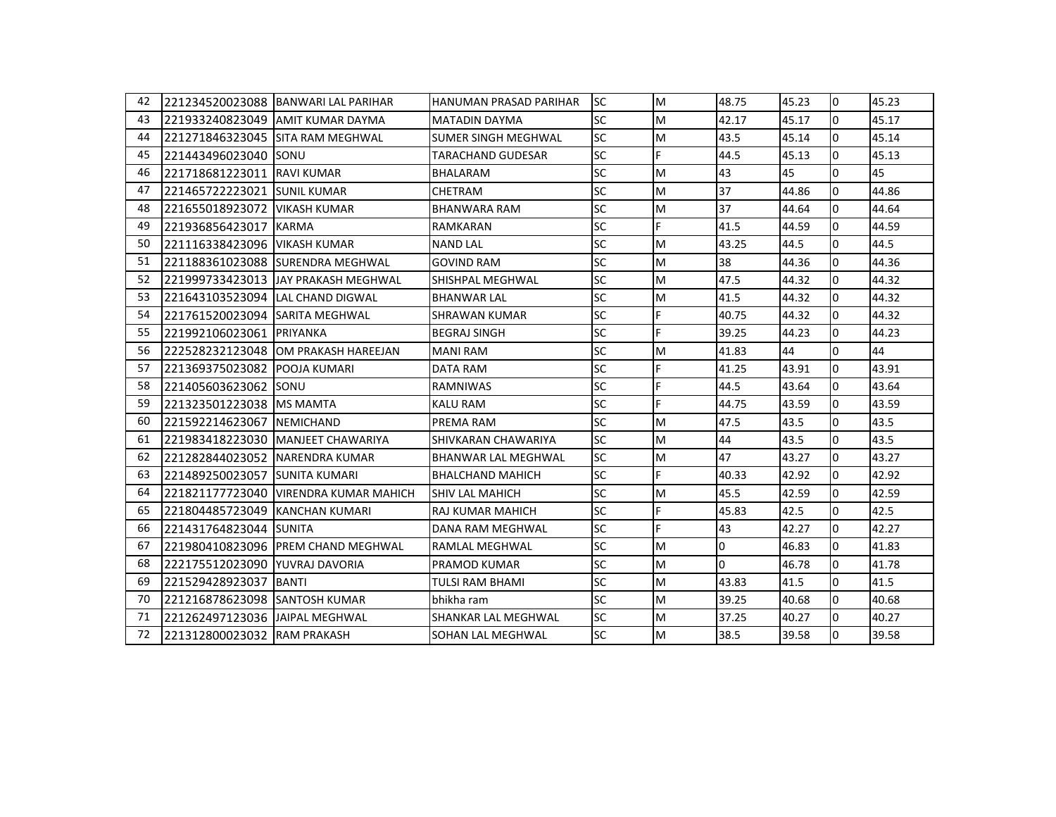| | | | | | | | | | |
|---|---|---|---|---|---|---|---|---|---|
| 42 | 221234520023088 | BANWARI LAL PARIHAR | HANUMAN PRASAD PARIHAR | SC | M | 48.75 | 45.23 | 0 | 45.23 |
| 43 | 221933240823049 | AMIT KUMAR DAYMA | MATADIN DAYMA | SC | M | 42.17 | 45.17 | 0 | 45.17 |
| 44 | 221271846323045 | SITA RAM MEGHWAL | SUMER SINGH MEGHWAL | SC | M | 43.5 | 45.14 | 0 | 45.14 |
| 45 | 221443496023040 | SONU | TARACHAND GUDESAR | SC | F | 44.5 | 45.13 | 0 | 45.13 |
| 46 | 221718681223011 | RAVI KUMAR | BHALARAM | SC | M | 43 | 45 | 0 | 45 |
| 47 | 221465722223021 | SUNIL KUMAR | CHETRAM | SC | M | 37 | 44.86 | 0 | 44.86 |
| 48 | 221655018923072 | VIKASH KUMAR | BHANWARA RAM | SC | M | 37 | 44.64 | 0 | 44.64 |
| 49 | 221936856423017 | KARMA | RAMKARAN | SC | F | 41.5 | 44.59 | 0 | 44.59 |
| 50 | 221116338423096 | VIKASH KUMAR | NAND LAL | SC | M | 43.25 | 44.5 | 0 | 44.5 |
| 51 | 221188361023088 | SURENDRA MEGHWAL | GOVIND RAM | SC | M | 38 | 44.36 | 0 | 44.36 |
| 52 | 221999733423013 | JAY PRAKASH MEGHWAL | SHISHPAL MEGHWAL | SC | M | 47.5 | 44.32 | 0 | 44.32 |
| 53 | 221643103523094 | LAL CHAND DIGWAL | BHANWAR LAL | SC | M | 41.5 | 44.32 | 0 | 44.32 |
| 54 | 221761520023094 | SARITA MEGHWAL | SHRAWAN KUMAR | SC | F | 40.75 | 44.32 | 0 | 44.32 |
| 55 | 221992106023061 | PRIYANKA | BEGRAJ SINGH | SC | F | 39.25 | 44.23 | 0 | 44.23 |
| 56 | 222528232123048 | OM PRAKASH HAREEJAN | MANI RAM | SC | M | 41.83 | 44 | 0 | 44 |
| 57 | 221369375023082 | POOJA KUMARI | DATA RAM | SC | F | 41.25 | 43.91 | 0 | 43.91 |
| 58 | 221405603623062 | SONU | RAMNIWAS | SC | F | 44.5 | 43.64 | 0 | 43.64 |
| 59 | 221323501223038 | MS MAMTA | KALU RAM | SC | F | 44.75 | 43.59 | 0 | 43.59 |
| 60 | 221592214623067 | NEMICHAND | PREMA RAM | SC | M | 47.5 | 43.5 | 0 | 43.5 |
| 61 | 221983418223030 | MANJEET CHAWARIYA | SHIVKARAN CHAWARIYA | SC | M | 44 | 43.5 | 0 | 43.5 |
| 62 | 221282844023052 | NARENDRA KUMAR | BHANWAR LAL MEGHWAL | SC | M | 47 | 43.27 | 0 | 43.27 |
| 63 | 221489250023057 | SUNITA KUMARI | BHALCHAND MAHICH | SC | F | 40.33 | 42.92 | 0 | 42.92 |
| 64 | 221821177723040 | VIRENDRA KUMAR MAHICH | SHIV LAL MAHICH | SC | M | 45.5 | 42.59 | 0 | 42.59 |
| 65 | 221804485723049 | KANCHAN KUMARI | RAJ KUMAR MAHICH | SC | F | 45.83 | 42.5 | 0 | 42.5 |
| 66 | 221431764823044 | SUNITA | DANA RAM MEGHWAL | SC | F | 43 | 42.27 | 0 | 42.27 |
| 67 | 221980410823096 | PREM CHAND MEGHWAL | RAMLAL MEGHWAL | SC | M | 0 | 46.83 | 0 | 41.83 |
| 68 | 222175512023090 | YUVRAJ DAVORIA | PRAMOD KUMAR | SC | M | 0 | 46.78 | 0 | 41.78 |
| 69 | 221529428923037 | BANTI | TULSI RAM BHAMI | SC | M | 43.83 | 41.5 | 0 | 41.5 |
| 70 | 221216878623098 | SANTOSH KUMAR | bhikha ram | SC | M | 39.25 | 40.68 | 0 | 40.68 |
| 71 | 221262497123036 | JAIPAL MEGHWAL | SHANKAR LAL MEGHWAL | SC | M | 37.25 | 40.27 | 0 | 40.27 |
| 72 | 221312800023032 | RAM PRAKASH | SOHAN LAL MEGHWAL | SC | M | 38.5 | 39.58 | 0 | 39.58 |